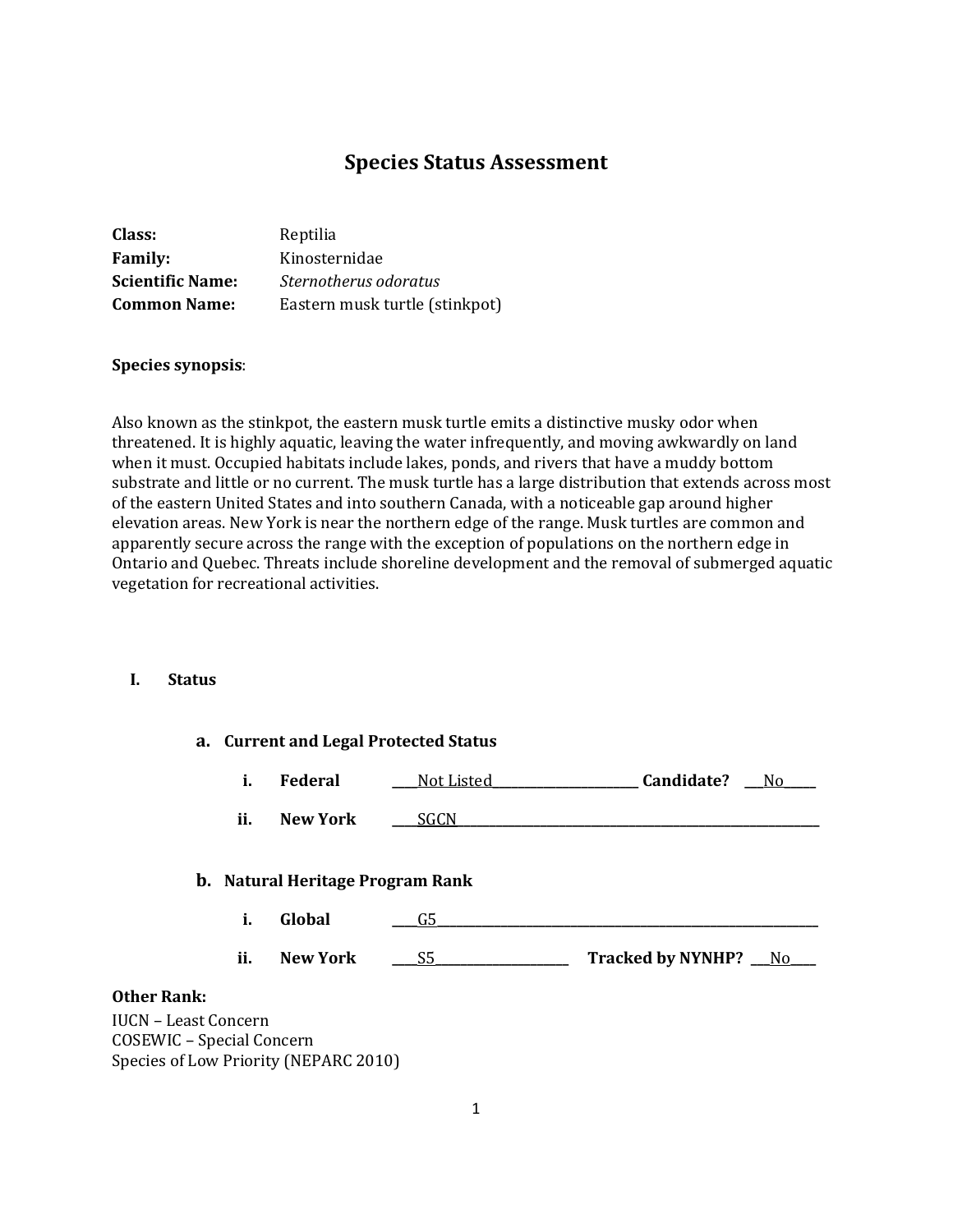# Species Status Assessment

**Class:** Reptilia
**Family:** Kinosternidae
**Scientific Name:** *Sternotherus odoratus*
**Common Name:** Eastern musk turtle (stinkpot)

**Species synopsis**:

Also known as the stinkpot, the eastern musk turtle emits a distinctive musky odor when threatened. It is highly aquatic, leaving the water infrequently, and moving awkwardly on land when it must. Occupied habitats include lakes, ponds, and rivers that have a muddy bottom substrate and little or no current. The musk turtle has a large distribution that extends across most of the eastern United States and into southern Canada, with a noticeable gap around higher elevation areas. New York is near the northern edge of the range. Musk turtles are common and apparently secure across the range with the exception of populations on the northern edge in Ontario and Quebec. Threats include shoreline development and the removal of submerged aquatic vegetation for recreational activities.

## I. Status

### a. Current and Legal Protected Status

i. **Federal** ____Not Listed____ **Candidate?** ___No___

ii. **New York** ____SGCN____

### b. Natural Heritage Program Rank

i. **Global** ____G5____

ii. **New York** ____S5____ **Tracked by NYNHP?** ___No___

**Other Rank:**

IUCN – Least Concern
COSEWIC – Special Concern
Species of Low Priority (NEPARC 2010)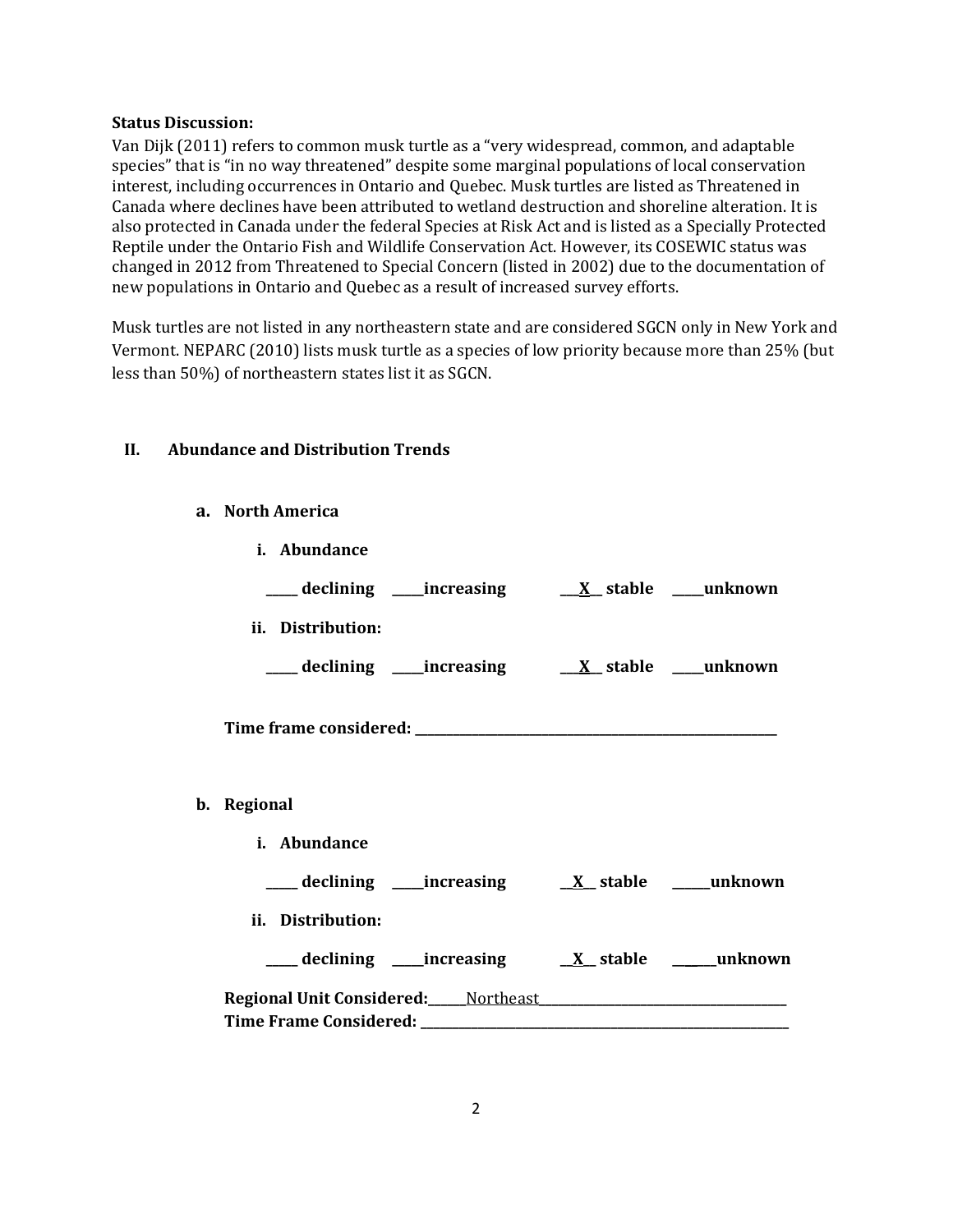**Status Discussion:**

Van Dijk (2011) refers to common musk turtle as a "very widespread, common, and adaptable species" that is "in no way threatened" despite some marginal populations of local conservation interest, including occurrences in Ontario and Quebec. Musk turtles are listed as Threatened in Canada where declines have been attributed to wetland destruction and shoreline alteration. It is also protected in Canada under the federal Species at Risk Act and is listed as a Specially Protected Reptile under the Ontario Fish and Wildlife Conservation Act. However, its COSEWIC status was changed in 2012 from Threatened to Special Concern (listed in 2002) due to the documentation of new populations in Ontario and Quebec as a result of increased survey efforts.

Musk turtles are not listed in any northeastern state and are considered SGCN only in New York and Vermont. NEPARC (2010) lists musk turtle as a species of low priority because more than 25% (but less than 50%) of northeastern states list it as SGCN.

## II. Abundance and Distribution Trends

### a. North America

**i. Abundance**

**_____ declining _____increasing __X__ stable _____unknown**

**ii. Distribution:**

**_____ declining _____increasing __X__ stable _____unknown**

**Time frame considered: ____________________________________________**

### b. Regional

**i. Abundance**

**_____ declining _____increasing __X__ stable _____unknown**

**ii. Distribution:**

**_____ declining _____increasing __X__ stable _____unknown**

**Regional Unit Considered:**______Northeast______________________________

**Time Frame Considered: ____________________________________________**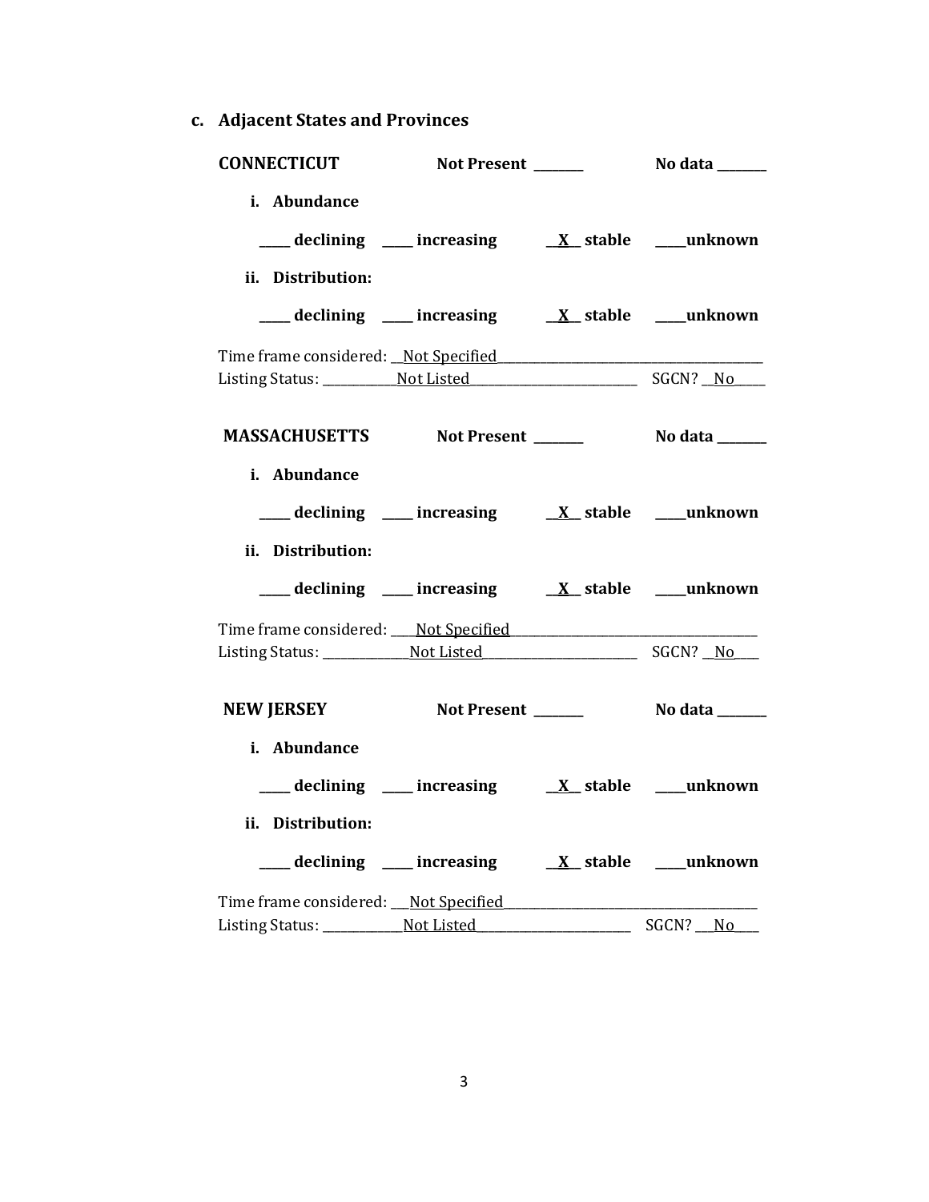**c. Adjacent States and Provinces**

**CONNECTICUT** **Not Present** _______ **No data** _______

**i. Abundance**

_____ **declining** _____ **increasing** __X__ **stable** _____**unknown**

**ii. Distribution:**

_____ **declining** _____ **increasing** __X__ **stable** _____**unknown**

Time frame considered: __Not Specified______________________________________
Listing Status: ___________Not Listed_________________________ SGCN? __No_____

**MASSACHUSETTS** **Not Present** _______ **No data** _______

**i. Abundance**

_____ **declining** _____ **increasing** __X__ **stable** _____**unknown**

**ii. Distribution:**

_____ **declining** _____ **increasing** __X__ **stable** _____**unknown**

Time frame considered: ____Not Specified____________________________________
Listing Status: _____________Not Listed_______________________ SGCN? __No____

**NEW JERSEY** **Not Present** _______ **No data** _______

**i. Abundance**

_____ **declining** _____ **increasing** __X__ **stable** _____**unknown**

**ii. Distribution:**

_____ **declining** _____ **increasing** __X__ **stable** _____**unknown**

Time frame considered: ___Not Specified____________________________________
Listing Status: ____________Not Listed_______________________ SGCN? ___No____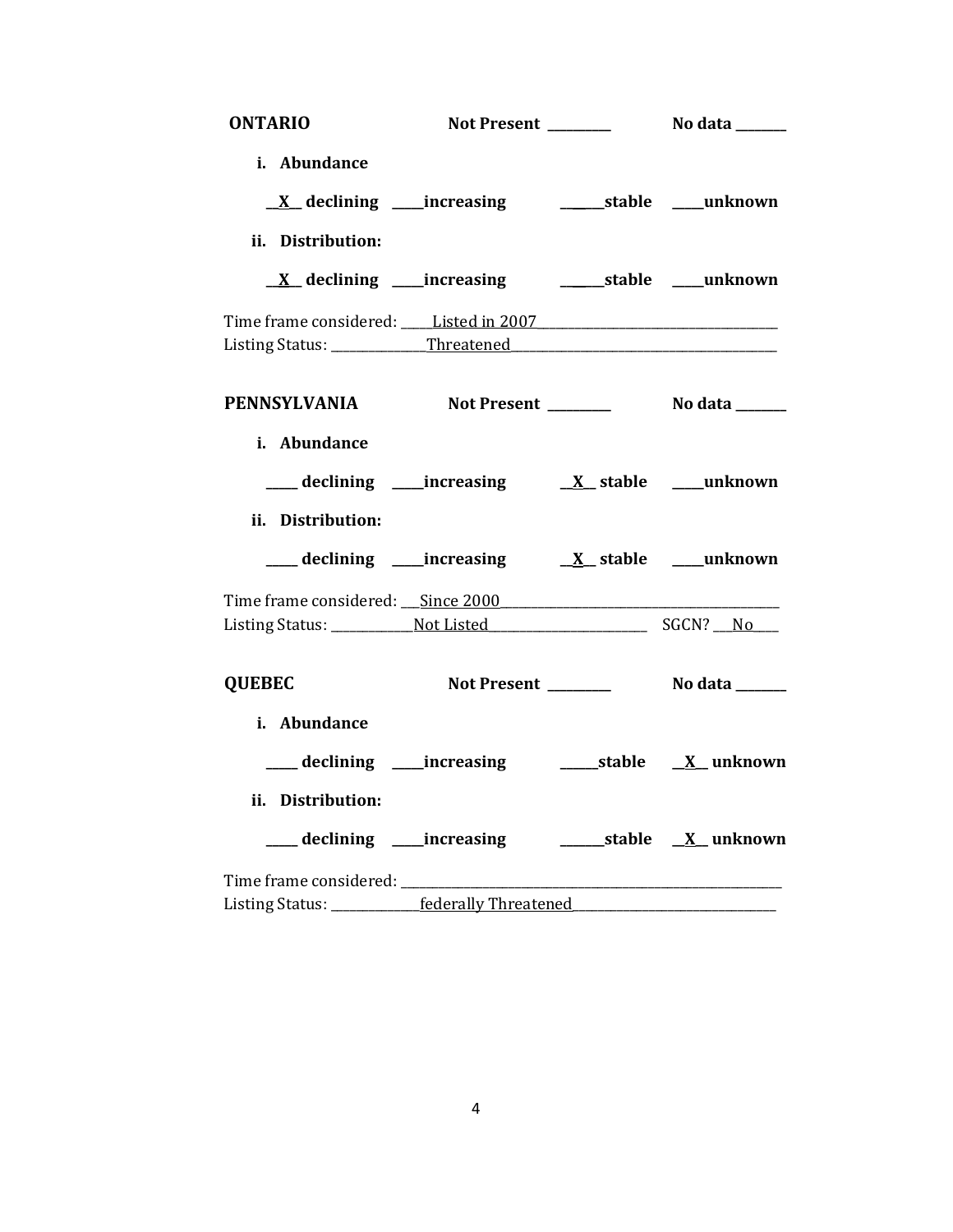**ONTARIO** **Not Present \_\_\_\_\_\_\_\_\_** **No data \_\_\_\_\_\_\_**

**i. Abundance**

**\_\_X\_\_ declining \_\_\_\_\_increasing \_\_\_\_\_\_stable \_\_\_\_\_unknown**

**ii. Distribution:**

**\_\_X\_\_ declining \_\_\_\_\_increasing \_\_\_\_\_\_stable \_\_\_\_\_unknown**

Time frame considered: \_\_\_\_\_Listed in 2007\_\_\_\_\_\_\_\_\_\_\_\_\_\_\_\_\_\_\_\_\_\_\_\_\_\_\_\_\_\_\_\_\_\_\_\_

Listing Status: \_\_\_\_\_\_\_\_\_\_\_\_\_\_\_Threatened\_\_\_\_\_\_\_\_\_\_\_\_\_\_\_\_\_\_\_\_\_\_\_\_\_\_\_\_\_\_\_\_\_\_\_\_\_\_\_\_

**PENNSYLVANIA** **Not Present \_\_\_\_\_\_\_\_\_** **No data \_\_\_\_\_\_\_**

**i. Abundance**

**\_\_\_\_\_ declining \_\_\_\_\_increasing \_\_X\_\_ stable \_\_\_\_\_unknown**

**ii. Distribution:**

**\_\_\_\_\_ declining \_\_\_\_\_increasing \_\_X\_\_ stable \_\_\_\_\_unknown**

Time frame considered: \_\_\_Since 2000\_\_\_\_\_\_\_\_\_\_\_\_\_\_\_\_\_\_\_\_\_\_\_\_\_\_\_\_\_\_\_\_\_\_\_\_\_\_\_\_\_\_

Listing Status: \_\_\_\_\_\_\_\_\_\_\_\_\_Not Listed\_\_\_\_\_\_\_\_\_\_\_\_\_\_\_\_\_\_\_\_\_\_\_\_ SGCN? \_\_\_No\_\_\_\_

**QUEBEC** **Not Present \_\_\_\_\_\_\_\_\_** **No data \_\_\_\_\_\_\_**

**i. Abundance**

**\_\_\_\_\_ declining \_\_\_\_\_increasing \_\_\_\_\_\_stable \_\_X\_\_ unknown**

**ii. Distribution:**

**\_\_\_\_\_ declining \_\_\_\_\_increasing \_\_\_\_\_\_stable \_\_X\_\_ unknown**

Time frame considered: \_\_\_\_\_\_\_\_\_\_\_\_\_\_\_\_\_\_\_\_\_\_\_\_\_\_\_\_\_\_\_\_\_\_\_\_\_\_\_\_\_\_\_\_\_\_\_\_\_\_\_\_\_\_\_\_\_\_

Listing Status: \_\_\_\_\_\_\_\_\_\_\_\_\_\_federally Threatened\_\_\_\_\_\_\_\_\_\_\_\_\_\_\_\_\_\_\_\_\_\_\_\_\_\_\_\_\_\_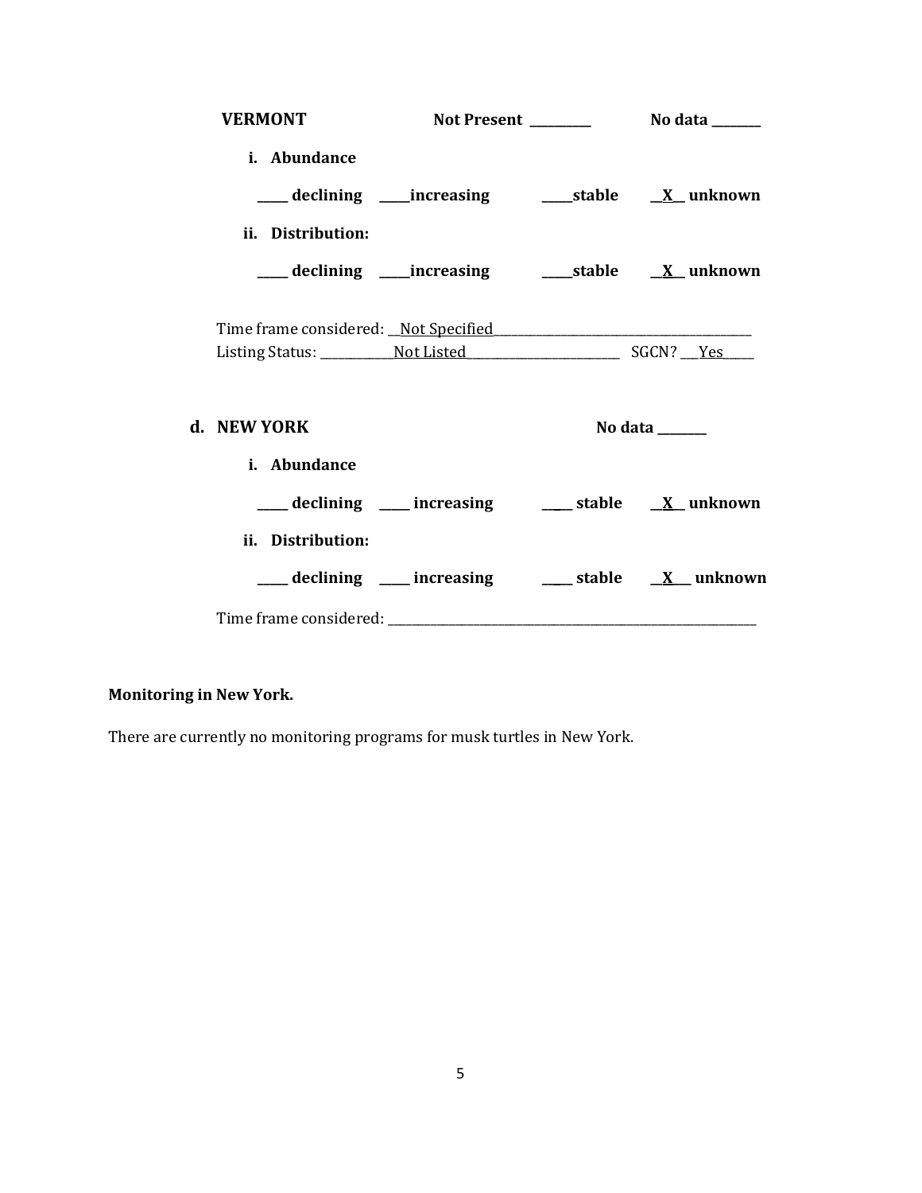**VERMONT** **Not Present \_\_\_\_\_\_\_\_\_\_** **No data \_\_\_\_\_\_\_\_**

**i. Abundance**

**\_\_\_\_\_ declining \_\_\_\_\_increasing \_\_\_\_\_stable \_\_X\_\_ unknown**

**ii. Distribution:**

**\_\_\_\_\_ declining \_\_\_\_\_increasing \_\_\_\_\_stable \_\_X\_\_ unknown**

Time frame considered: \_\_Not Specified\_\_\_\_\_\_\_\_\_\_\_\_\_\_\_\_\_\_\_\_\_\_\_\_\_\_\_\_\_\_\_\_\_\_\_\_\_\_\_\_\_

Listing Status: \_\_\_\_\_\_\_\_\_\_\_\_Not Listed\_\_\_\_\_\_\_\_\_\_\_\_\_\_\_\_\_\_\_\_\_\_\_\_\_\_ SGCN? \_\_\_Yes\_\_\_\_\_

**d. NEW YORK** **No data \_\_\_\_\_\_\_\_**

**i. Abundance**

**\_\_\_\_\_ declining \_\_\_\_\_ increasing \_\_\_\_\_ stable \_\_X\_\_\_ unknown**

**ii. Distribution:**

**\_\_\_\_\_ declining \_\_\_\_\_ increasing \_\_\_\_\_ stable \_\_X\_\_\_ unknown**

Time frame considered: \_\_\_\_\_\_\_\_\_\_\_\_\_\_\_\_\_\_\_\_\_\_\_\_\_\_\_\_\_\_\_\_\_\_\_\_\_\_\_\_\_\_\_\_\_\_\_\_\_\_\_\_\_\_\_\_\_\_\_\_\_\_

**Monitoring in New York.**

There are currently no monitoring programs for musk turtles in New York.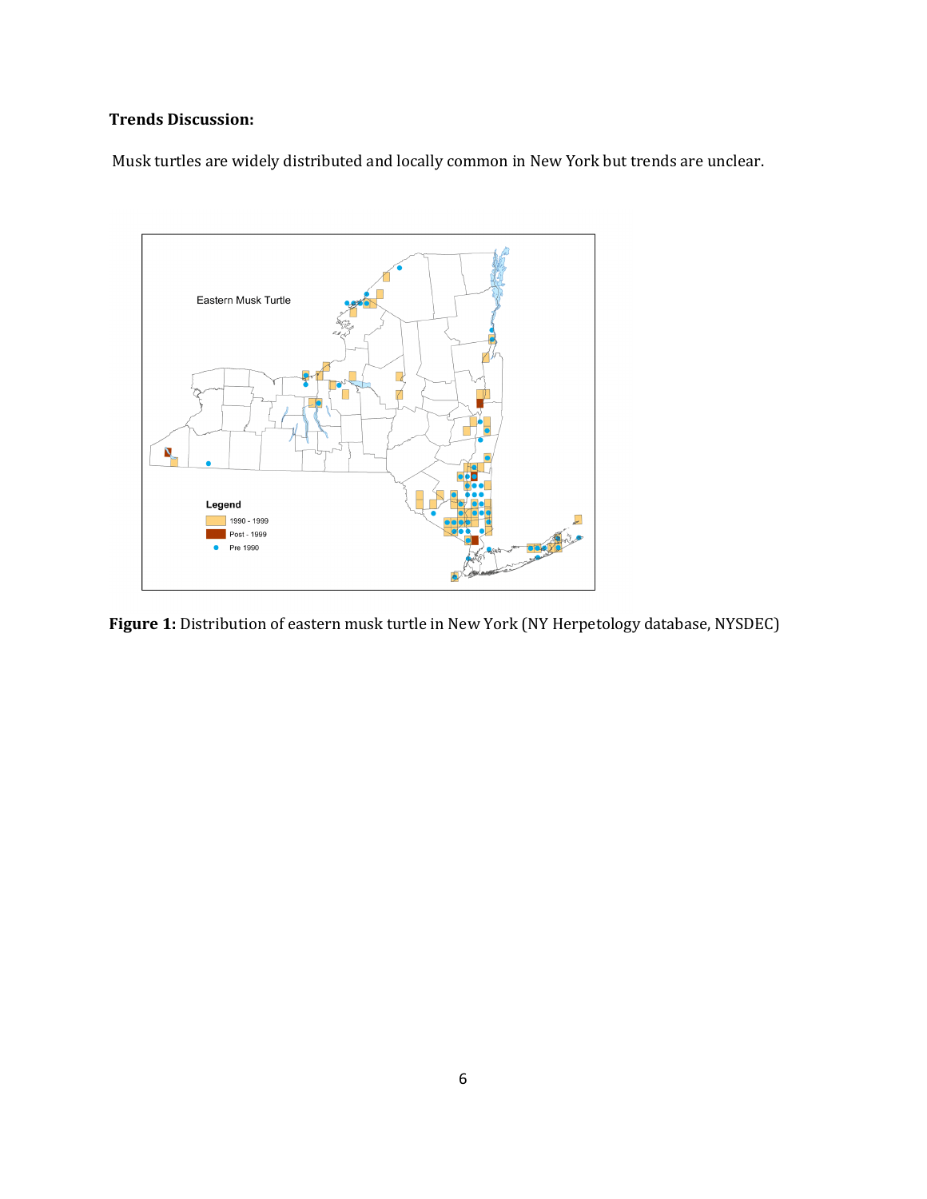**Trends Discussion:**

Musk turtles are widely distributed and locally common in New York but trends are unclear.

**Figure 1:** Distribution of eastern musk turtle in New York (NY Herpetology database, NYSDEC)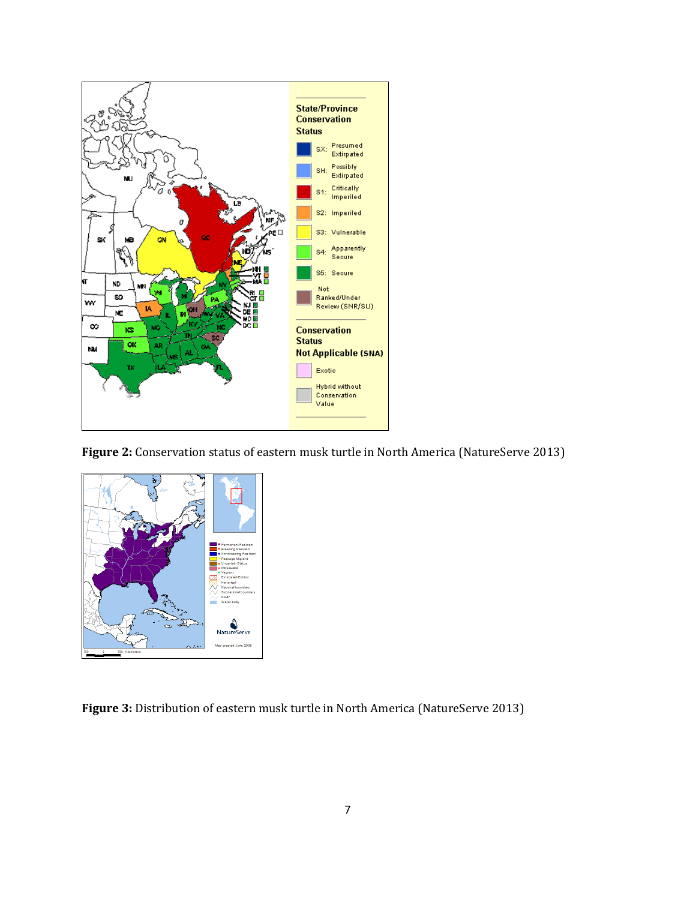**Figure 2:** Conservation status of eastern musk turtle in North America (NatureServe 2013)

**Figure 3:** Distribution of eastern musk turtle in North America (NatureServe 2013)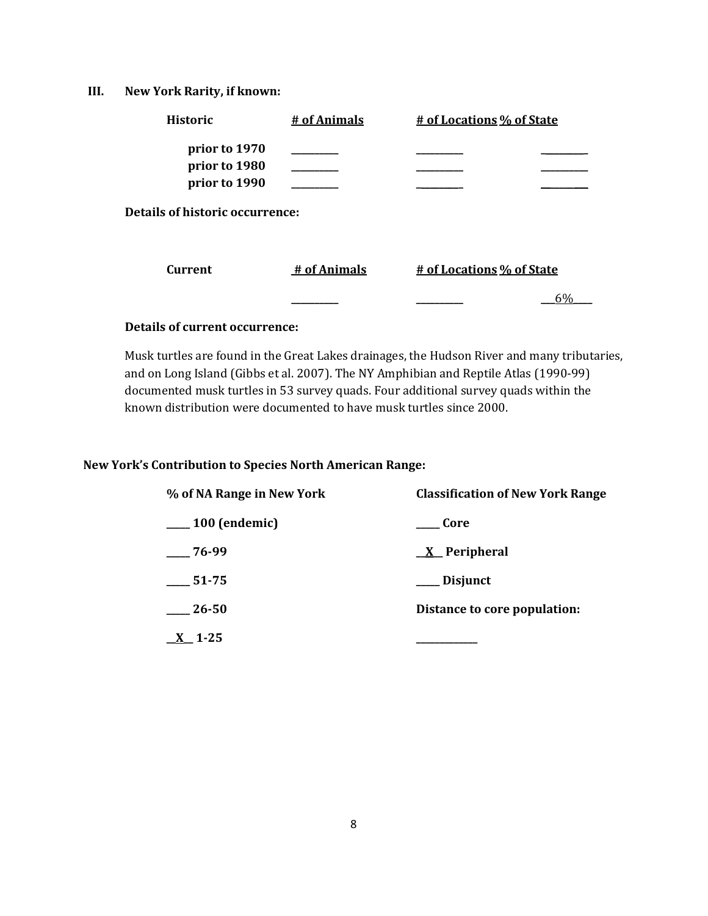## III. New York Rarity, if known:

| Historic | # of Animals | # of Locations | % of State |
|---|---|---|---|
| prior to 1970 | _________ | _________ | _________ |
| prior to 1980 | _________ | _________ | _________ |
| prior to 1990 | _________ | _________ | _________ |

**Details of historic occurrence:**

| Current | # of Animals | # of Locations | % of State |
|---|---|---|---|
| | _________ | _________ | ___6%____ |

**Details of current occurrence:**

Musk turtles are found in the Great Lakes drainages, the Hudson River and many tributaries, and on Long Island (Gibbs et al. 2007). The NY Amphibian and Reptile Atlas (1990-99) documented musk turtles in 53 survey quads. Four additional survey quads within the known distribution were documented to have musk turtles since 2000.

### New York's Contribution to Species North American Range:

| % of NA Range in New York | Classification of New York Range |
|---|---|
| _____ 100 (endemic) | _____ Core |
| _____ 76-99 | __X__ Peripheral |
| _____ 51-75 | _____ Disjunct |
| _____ 26-50 | **Distance to core population:** |
| __X__ 1-25 | _____________ |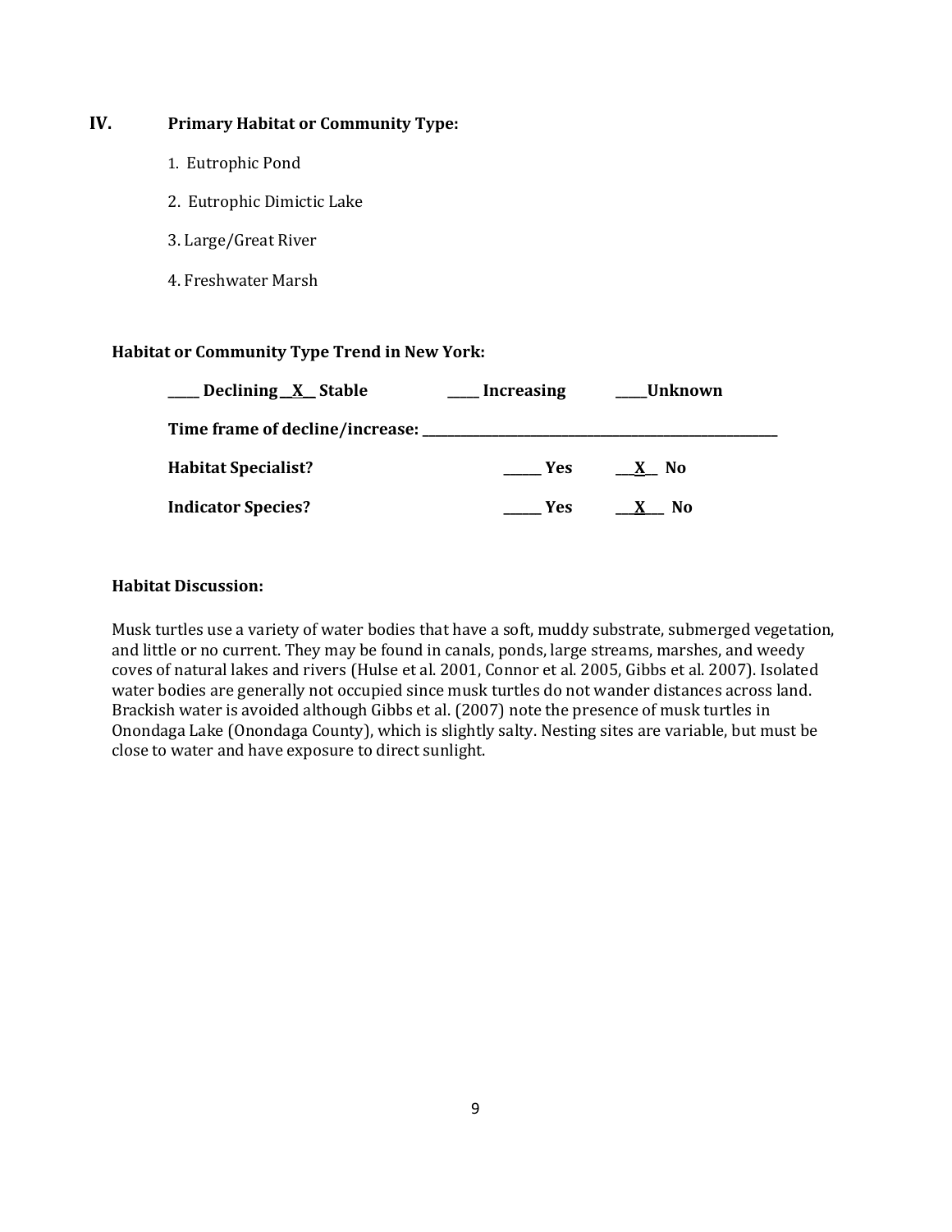## IV. Primary Habitat or Community Type:

1. Eutrophic Pond
2. Eutrophic Dimictic Lake
3. Large/Great River
4. Freshwater Marsh

**Habitat or Community Type Trend in New York:**

**____ Declining __X__ Stable ____ Increasing ____Unknown**

**Time frame of decline/increase: ________________________________________________**

**Habitat Specialist?** ______ **Yes** ___X__ **No**

**Indicator Species?** ______ **Yes** ___X___ **No**

**Habitat Discussion:**

Musk turtles use a variety of water bodies that have a soft, muddy substrate, submerged vegetation, and little or no current. They may be found in canals, ponds, large streams, marshes, and weedy coves of natural lakes and rivers (Hulse et al. 2001, Connor et al. 2005, Gibbs et al. 2007). Isolated water bodies are generally not occupied since musk turtles do not wander distances across land. Brackish water is avoided although Gibbs et al. (2007) note the presence of musk turtles in Onondaga Lake (Onondaga County), which is slightly salty. Nesting sites are variable, but must be close to water and have exposure to direct sunlight.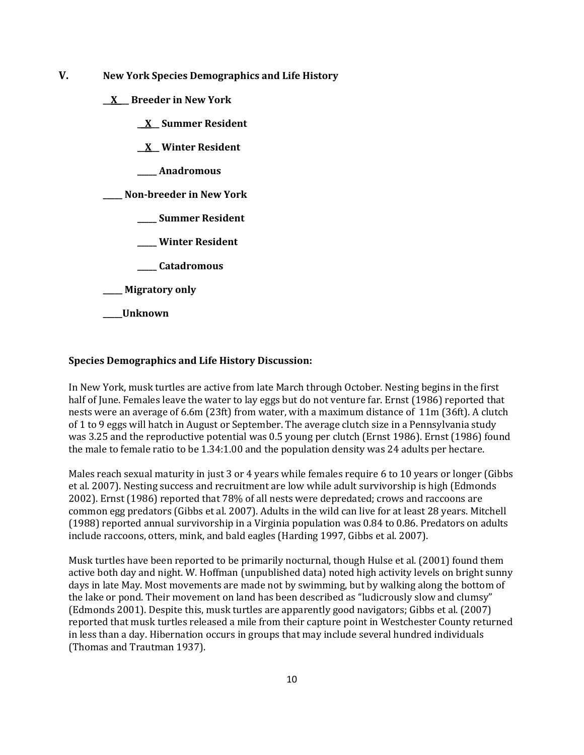## V. New York Species Demographics and Life History

__X__ **Breeder in New York**

  __X__ **Summer Resident**

  __X__ **Winter Resident**

  _____ **Anadromous**

_____ **Non-breeder in New York**

  _____ **Summer Resident**

  _____ **Winter Resident**

  _____ **Catadromous**

_____ **Migratory only**

_____ **Unknown**

**Species Demographics and Life History Discussion:**

In New York, musk turtles are active from late March through October. Nesting begins in the first half of June. Females leave the water to lay eggs but do not venture far. Ernst (1986) reported that nests were an average of 6.6m (23ft) from water, with a maximum distance of 11m (36ft). A clutch of 1 to 9 eggs will hatch in August or September. The average clutch size in a Pennsylvania study was 3.25 and the reproductive potential was 0.5 young per clutch (Ernst 1986). Ernst (1986) found the male to female ratio to be 1.34:1.00 and the population density was 24 adults per hectare.

Males reach sexual maturity in just 3 or 4 years while females require 6 to 10 years or longer (Gibbs et al. 2007). Nesting success and recruitment are low while adult survivorship is high (Edmonds 2002). Ernst (1986) reported that 78% of all nests were depredated; crows and raccoons are common egg predators (Gibbs et al. 2007). Adults in the wild can live for at least 28 years. Mitchell (1988) reported annual survivorship in a Virginia population was 0.84 to 0.86. Predators on adults include raccoons, otters, mink, and bald eagles (Harding 1997, Gibbs et al. 2007).

Musk turtles have been reported to be primarily nocturnal, though Hulse et al. (2001) found them active both day and night. W. Hoffman (unpublished data) noted high activity levels on bright sunny days in late May. Most movements are made not by swimming, but by walking along the bottom of the lake or pond. Their movement on land has been described as "ludicrously slow and clumsy" (Edmonds 2001). Despite this, musk turtles are apparently good navigators; Gibbs et al. (2007) reported that musk turtles released a mile from their capture point in Westchester County returned in less than a day. Hibernation occurs in groups that may include several hundred individuals (Thomas and Trautman 1937).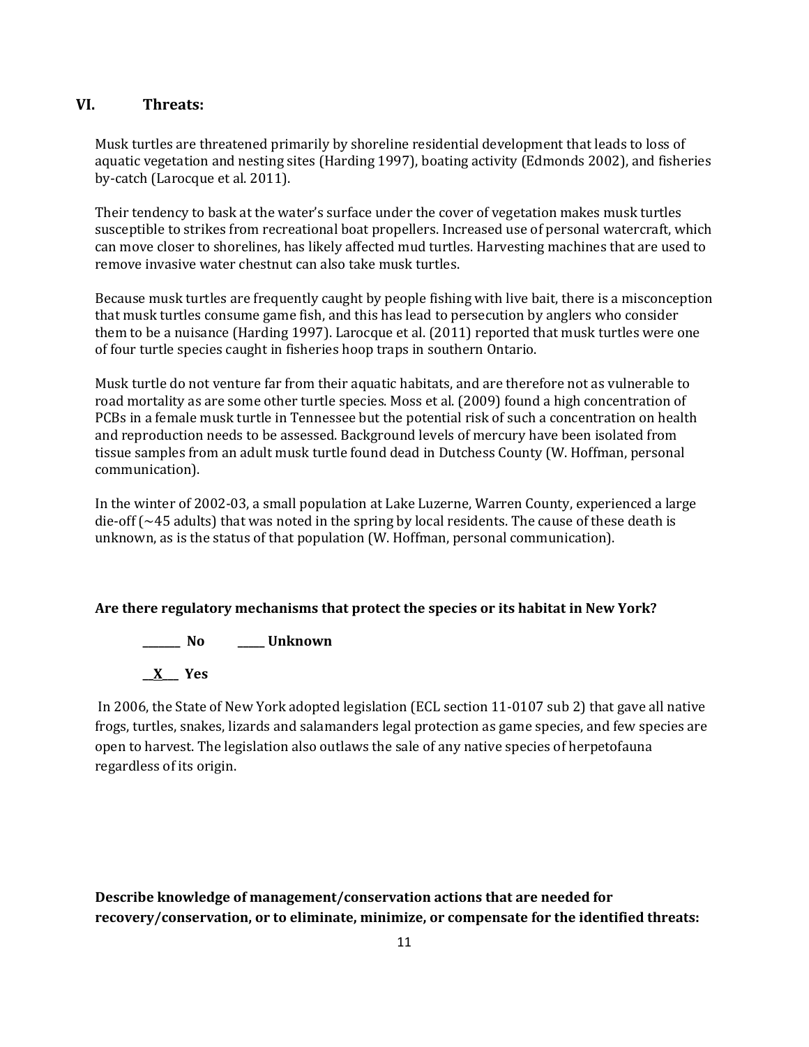## VI. Threats:

Musk turtles are threatened primarily by shoreline residential development that leads to loss of aquatic vegetation and nesting sites (Harding 1997), boating activity (Edmonds 2002), and fisheries by-catch (Larocque et al. 2011).

Their tendency to bask at the water's surface under the cover of vegetation makes musk turtles susceptible to strikes from recreational boat propellers. Increased use of personal watercraft, which can move closer to shorelines, has likely affected mud turtles. Harvesting machines that are used to remove invasive water chestnut can also take musk turtles.

Because musk turtles are frequently caught by people fishing with live bait, there is a misconception that musk turtles consume game fish, and this has lead to persecution by anglers who consider them to be a nuisance (Harding 1997). Larocque et al. (2011) reported that musk turtles were one of four turtle species caught in fisheries hoop traps in southern Ontario.

Musk turtle do not venture far from their aquatic habitats, and are therefore not as vulnerable to road mortality as are some other turtle species. Moss et al. (2009) found a high concentration of PCBs in a female musk turtle in Tennessee but the potential risk of such a concentration on health and reproduction needs to be assessed. Background levels of mercury have been isolated from tissue samples from an adult musk turtle found dead in Dutchess County (W. Hoffman, personal communication).

In the winter of 2002-03, a small population at Lake Luzerne, Warren County, experienced a large die-off (~45 adults) that was noted in the spring by local residents. The cause of these death is unknown, as is the status of that population (W. Hoffman, personal communication).

**Are there regulatory mechanisms that protect the species or its habitat in New York?**

**_______ No        _____ Unknown**

**__X___ Yes**

In 2006, the State of New York adopted legislation (ECL section 11-0107 sub 2) that gave all native frogs, turtles, snakes, lizards and salamanders legal protection as game species, and few species are open to harvest. The legislation also outlaws the sale of any native species of herpetofauna regardless of its origin.

**Describe knowledge of management/conservation actions that are needed for recovery/conservation, or to eliminate, minimize, or compensate for the identified threats:**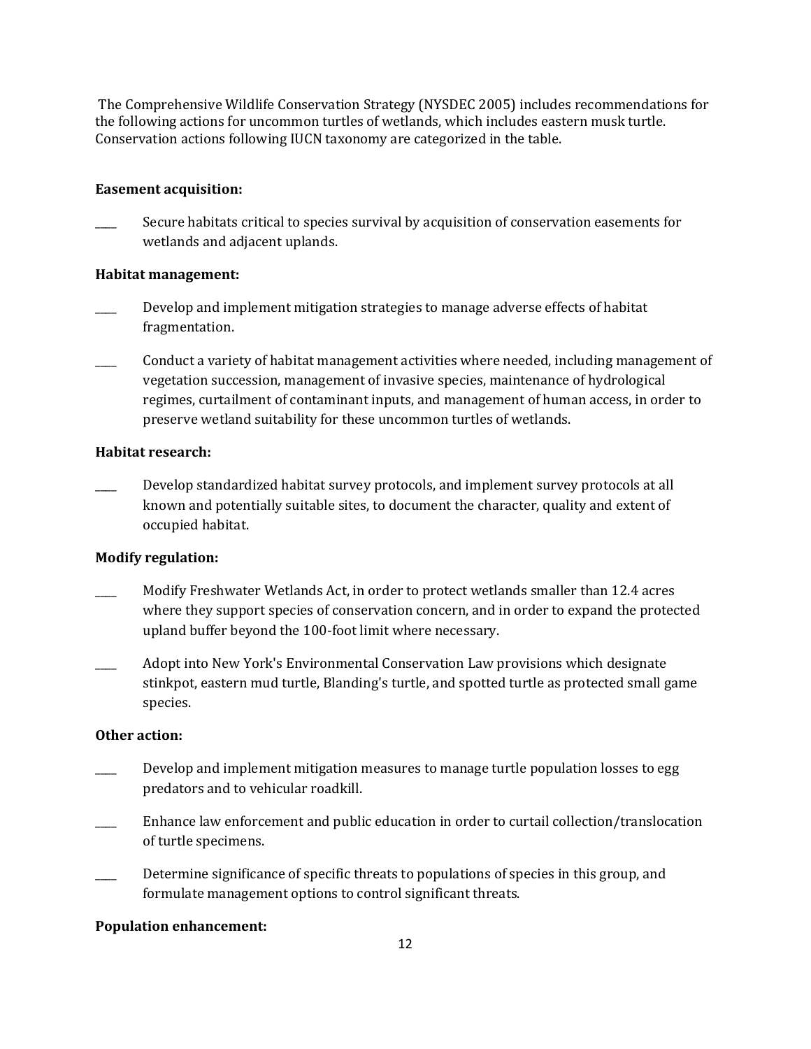The Comprehensive Wildlife Conservation Strategy (NYSDEC 2005) includes recommendations for the following actions for uncommon turtles of wetlands, which includes eastern musk turtle. Conservation actions following IUCN taxonomy are categorized in the table.

**Easement acquisition:**

____ Secure habitats critical to species survival by acquisition of conservation easements for wetlands and adjacent uplands.

**Habitat management:**

____ Develop and implement mitigation strategies to manage adverse effects of habitat fragmentation.

____ Conduct a variety of habitat management activities where needed, including management of vegetation succession, management of invasive species, maintenance of hydrological regimes, curtailment of contaminant inputs, and management of human access, in order to preserve wetland suitability for these uncommon turtles of wetlands.

**Habitat research:**

____ Develop standardized habitat survey protocols, and implement survey protocols at all known and potentially suitable sites, to document the character, quality and extent of occupied habitat.

**Modify regulation:**

____ Modify Freshwater Wetlands Act, in order to protect wetlands smaller than 12.4 acres where they support species of conservation concern, and in order to expand the protected upland buffer beyond the 100-foot limit where necessary.

____ Adopt into New York's Environmental Conservation Law provisions which designate stinkpot, eastern mud turtle, Blanding's turtle, and spotted turtle as protected small game species.

**Other action:**

____ Develop and implement mitigation measures to manage turtle population losses to egg predators and to vehicular roadkill.

____ Enhance law enforcement and public education in order to curtail collection/translocation of turtle specimens.

____ Determine significance of specific threats to populations of species in this group, and formulate management options to control significant threats.

**Population enhancement:**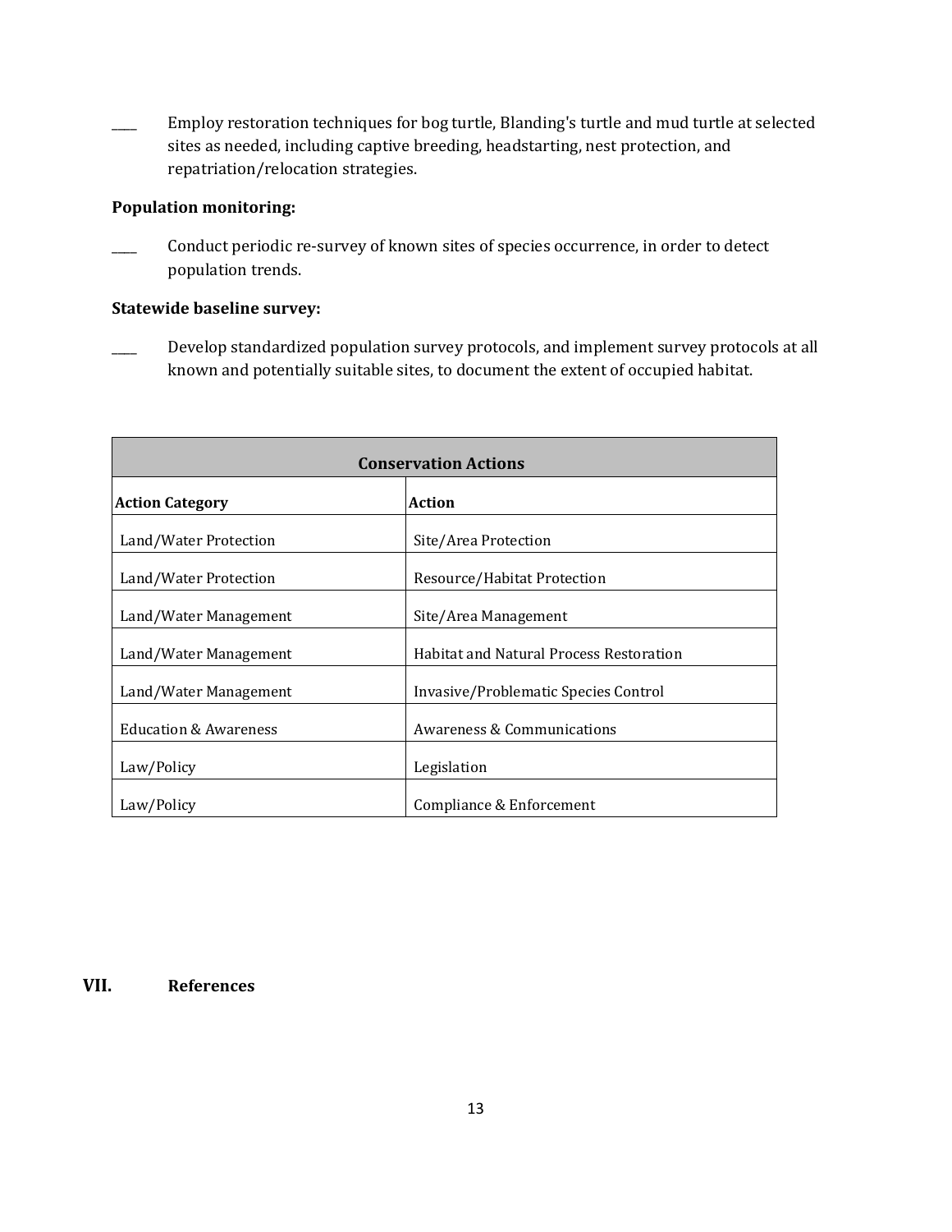____ Employ restoration techniques for bog turtle, Blanding's turtle and mud turtle at selected sites as needed, including captive breeding, headstarting, nest protection, and repatriation/relocation strategies.

**Population monitoring:**

____ Conduct periodic re-survey of known sites of species occurrence, in order to detect population trends.

**Statewide baseline survey:**

____ Develop standardized population survey protocols, and implement survey protocols at all known and potentially suitable sites, to document the extent of occupied habitat.

| **Conservation Actions** | |
|---|---|
| **Action Category** | **Action** |
| Land/Water Protection | Site/Area Protection |
| Land/Water Protection | Resource/Habitat Protection |
| Land/Water Management | Site/Area Management |
| Land/Water Management | Habitat and Natural Process Restoration |
| Land/Water Management | Invasive/Problematic Species Control |
| Education & Awareness | Awareness & Communications |
| Law/Policy | Legislation |
| Law/Policy | Compliance & Enforcement |

## VII. References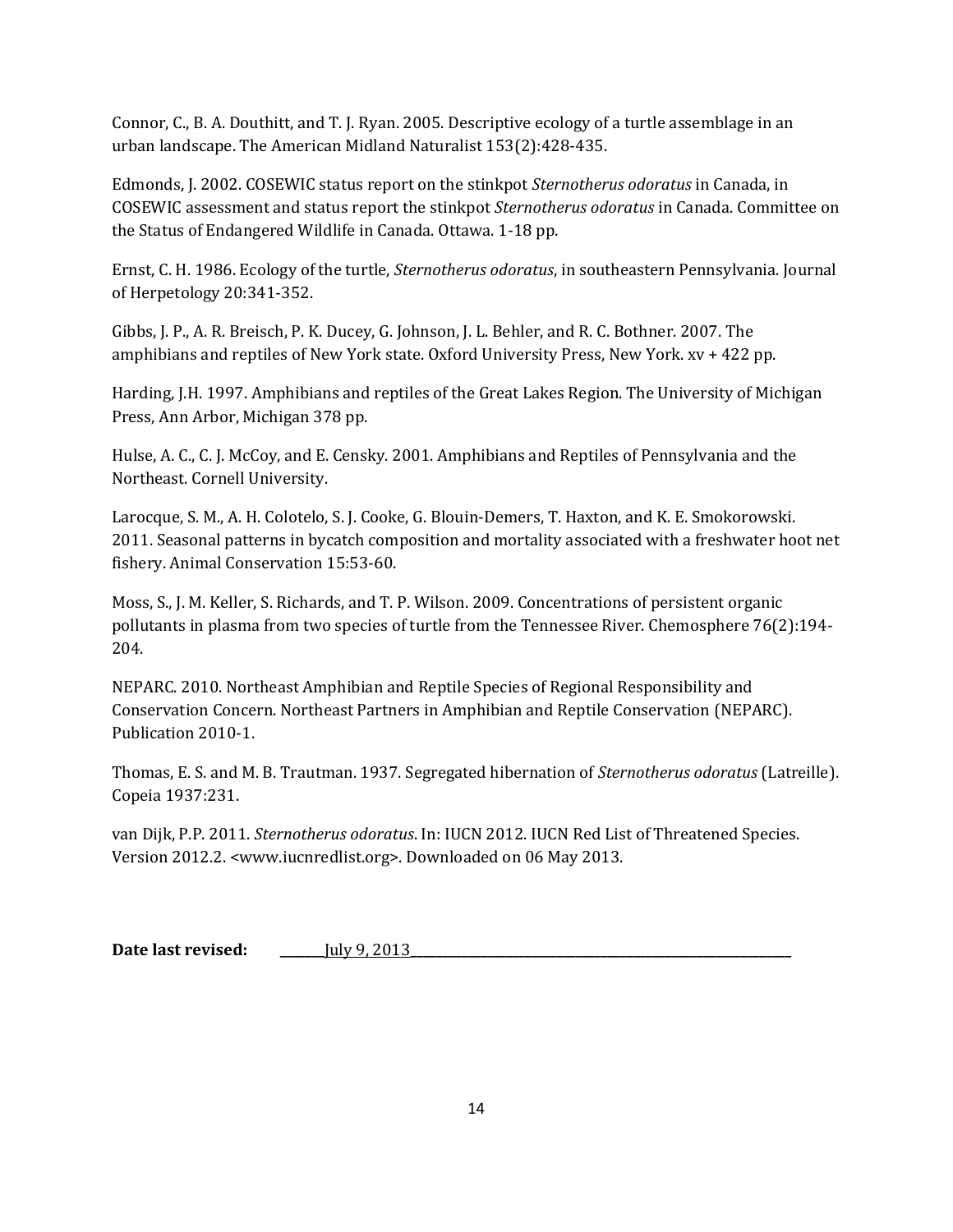Connor, C., B. A. Douthitt, and T. J. Ryan. 2005. Descriptive ecology of a turtle assemblage in an urban landscape. The American Midland Naturalist 153(2):428-435.

Edmonds, J. 2002. COSEWIC status report on the stinkpot *Sternotherus odoratus* in Canada, in COSEWIC assessment and status report the stinkpot *Sternotherus odoratus* in Canada. Committee on the Status of Endangered Wildlife in Canada. Ottawa. 1-18 pp.

Ernst, C. H. 1986. Ecology of the turtle, *Sternotherus odoratus*, in southeastern Pennsylvania. Journal of Herpetology 20:341-352.

Gibbs, J. P., A. R. Breisch, P. K. Ducey, G. Johnson, J. L. Behler, and R. C. Bothner. 2007. The amphibians and reptiles of New York state. Oxford University Press, New York. xv + 422 pp.

Harding, J.H. 1997. Amphibians and reptiles of the Great Lakes Region. The University of Michigan Press, Ann Arbor, Michigan 378 pp.

Hulse, A. C., C. J. McCoy, and E. Censky. 2001. Amphibians and Reptiles of Pennsylvania and the Northeast. Cornell University.

Larocque, S. M., A. H. Colotelo, S. J. Cooke, G. Blouin-Demers, T. Haxton, and K. E. Smokorowski. 2011. Seasonal patterns in bycatch composition and mortality associated with a freshwater hoot net fishery. Animal Conservation 15:53-60.

Moss, S., J. M. Keller, S. Richards, and T. P. Wilson. 2009. Concentrations of persistent organic pollutants in plasma from two species of turtle from the Tennessee River. Chemosphere 76(2):194-204.

NEPARC. 2010. Northeast Amphibian and Reptile Species of Regional Responsibility and Conservation Concern. Northeast Partners in Amphibian and Reptile Conservation (NEPARC). Publication 2010-1.

Thomas, E. S. and M. B. Trautman. 1937. Segregated hibernation of *Sternotherus odoratus* (Latreille). Copeia 1937:231.

van Dijk, P.P. 2011. *Sternotherus odoratus*. In: IUCN 2012. IUCN Red List of Threatened Species. Version 2012.2. <www.iucnredlist.org>. Downloaded on 06 May 2013.

**Date last revised:** July 9, 2013